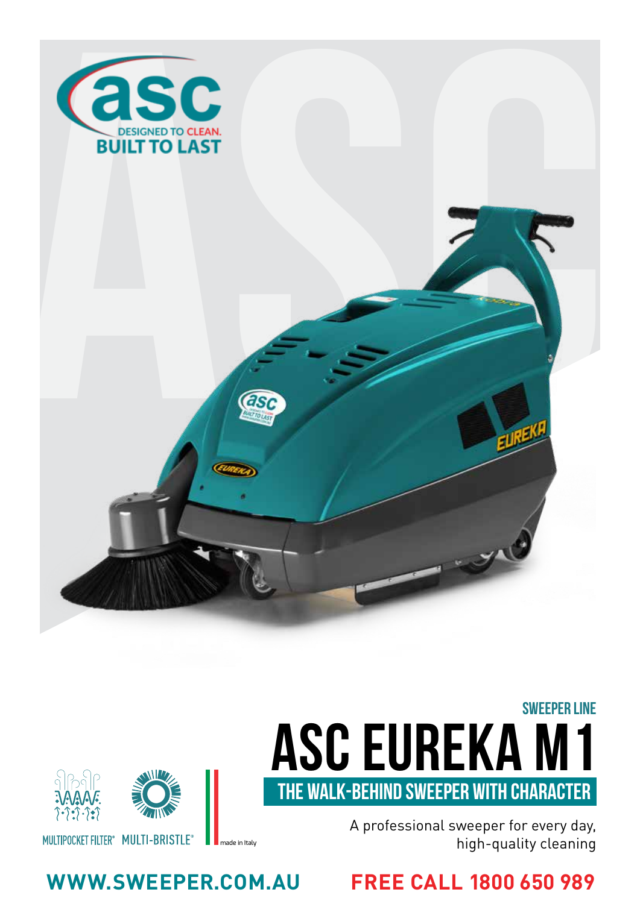asc

DESIGNED TO CLEAN.
BUILT TO LAST

SWEEPER LINE

# ASC EUREKA M1

## THE WALK-BEHIND SWEEPER WITH CHARACTER

A professional sweeper for every day, high-quality cleaning

MULTIPOCKET FILTER® MULTI-BRISTLE® made in Italy

**WWW.SWEEPER.COM.AU**

**FREE CALL 1800 650 989**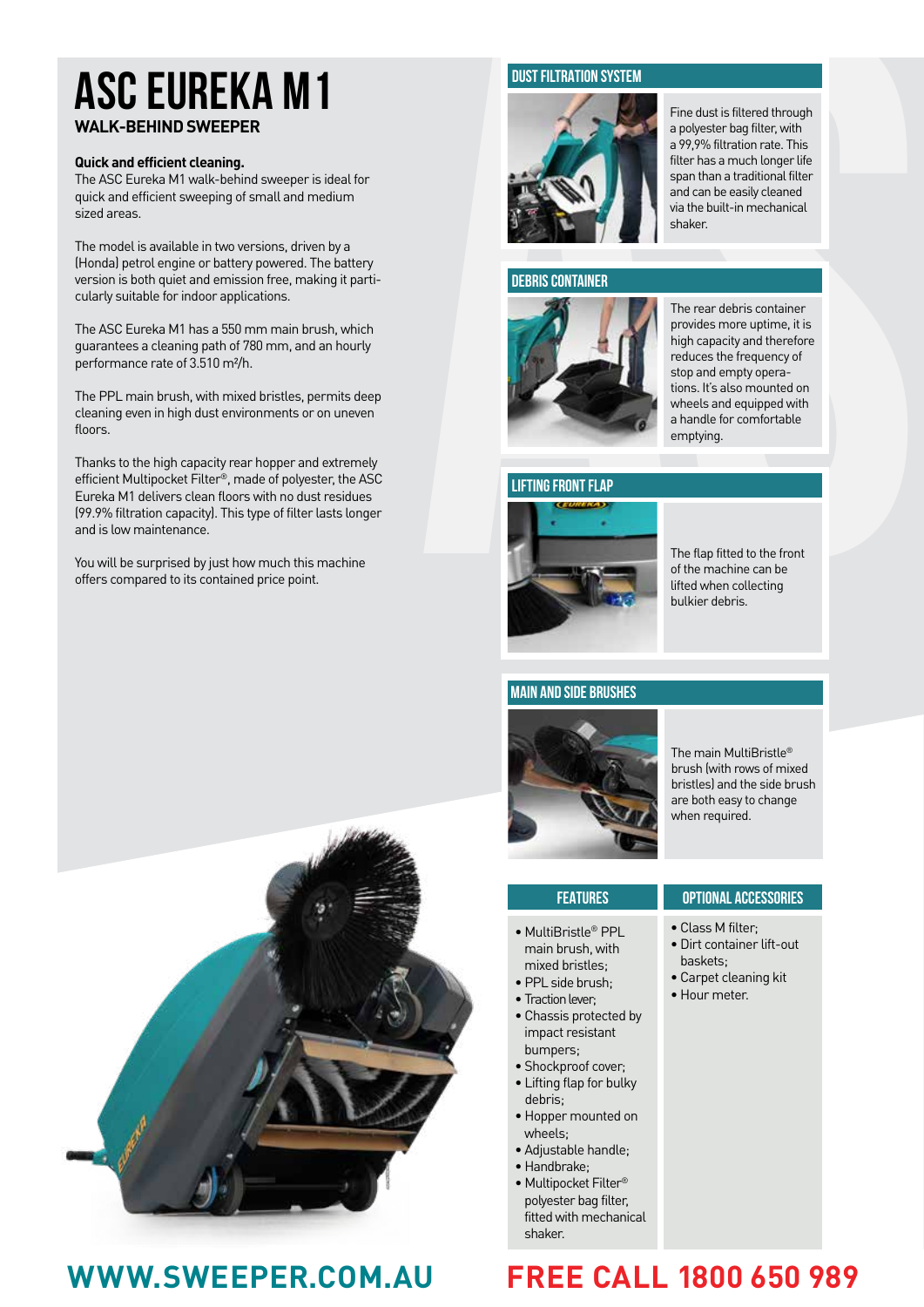# ASC EUREKA M1

## WALK-BEHIND SWEEPER

**Quick and efficient cleaning.**
The ASC Eureka M1 walk-behind sweeper is ideal for quick and efficient sweeping of small and medium sized areas.

The model is available in two versions, driven by a (Honda) petrol engine or battery powered. The battery version is both quiet and emission free, making it particularly suitable for indoor applications.

The ASC Eureka M1 has a 550 mm main brush, which guarantees a cleaning path of 780 mm, and an hourly performance rate of 3.510 m²/h.

The PPL main brush, with mixed bristles, permits deep cleaning even in high dust environments or on uneven floors.

Thanks to the high capacity rear hopper and extremely efficient Multipocket Filter®, made of polyester, the ASC Eureka M1 delivers clean floors with no dust residues (99.9% filtration capacity). This type of filter lasts longer and is low maintenance.

You will be surprised by just how much this machine offers compared to its contained price point.

### DUST FILTRATION SYSTEM

Fine dust is filtered through a polyester bag filter, with a 99,9% filtration rate. This filter has a much longer life span than a traditional filter and can be easily cleaned via the built-in mechanical shaker.

### DEBRIS CONTAINER

The rear debris container provides more uptime, it is high capacity and therefore reduces the frequency of stop and empty operations. It's also mounted on wheels and equipped with a handle for comfortable emptying.

### LIFTING FRONT FLAP

The flap fitted to the front of the machine can be lifted when collecting bulkier debris.

### MAIN AND SIDE BRUSHES

The main MultiBristle® brush (with rows of mixed bristles) and the side brush are both easy to change when required.

### FEATURES

- MultiBristle® PPL main brush, with mixed bristles;
- PPL side brush;
- Traction lever;
- Chassis protected by impact resistant bumpers;
- Shockproof cover;
- Lifting flap for bulky debris;
- Hopper mounted on wheels;
- Adjustable handle;
- Handbrake;
- Multipocket Filter® polyester bag filter, fitted with mechanical shaker.

### OPTIONAL ACCESSORIES

- Class M filter;
- Dirt container lift-out baskets;
- Carpet cleaning kit
- Hour meter.

**WWW.SWEEPER.COM.AU** **FREE CALL 1800 650 989**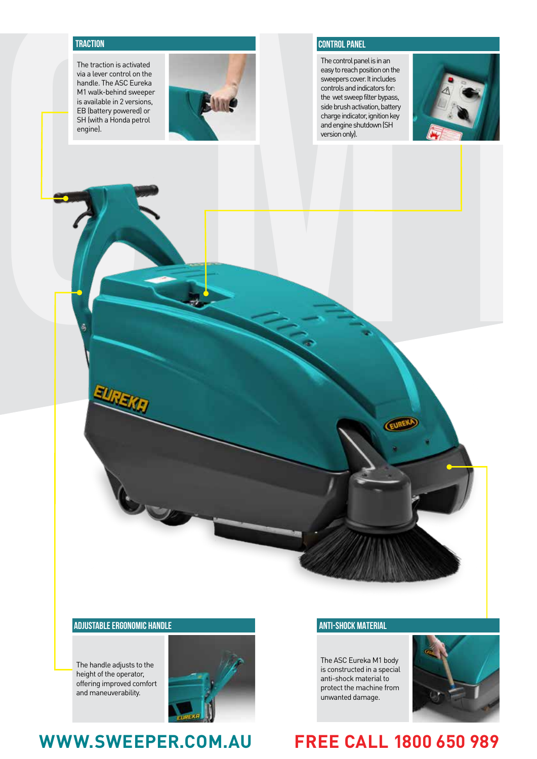## TRACTION

The traction is activated via a lever control on the handle. The ASC Eureka M1 walk-behind sweeper is available in 2 versions, EB (battery powered) or SH (with a Honda petrol engine).

## CONTROL PANEL

The control panel is in an easy to reach position on the sweepers cover. It includes controls and indicators for: the wet sweep filter bypass, side brush activation, battery charge indicator, ignition key and engine shutdown (SH version only).

## ADJUSTABLE ERGONOMIC HANDLE

The handle adjusts to the height of the operator, offering improved comfort and maneuverability.

## ANTI-SHOCK MATERIAL

The ASC Eureka M1 body is constructed in a special anti-shock material to protect the machine from unwanted damage.

**WWW.SWEEPER.COM.AU** **FREE CALL 1800 650 989**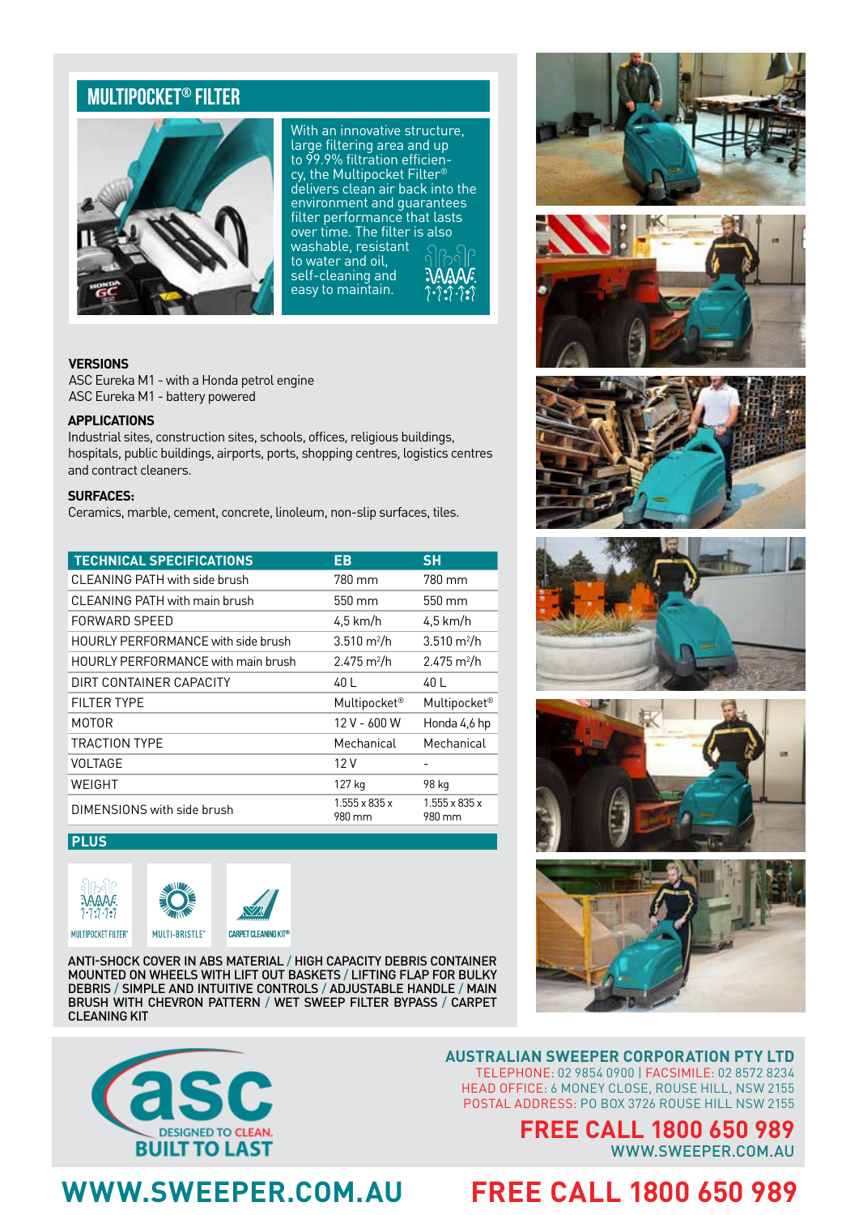## MULTIPOCKET® FILTER

With an innovative structure, large filtering area and up to 99.9% filtration efficiency, the Multipocket Filter® delivers clean air back into the environment and guarantees filter performance that lasts over time. The filter is also washable, resistant to water and oil, self-cleaning and easy to maintain.

**VERSIONS**
ASC Eureka M1 - with a Honda petrol engine
ASC Eureka M1 - battery powered

**APPLICATIONS**
Industrial sites, construction sites, schools, offices, religious buildings, hospitals, public buildings, airports, ports, shopping centres, logistics centres and contract cleaners.

**SURFACES:**
Ceramics, marble, cement, concrete, linoleum, non-slip surfaces, tiles.

| TECHNICAL SPECIFICATIONS | EB | SH |
|---|---|---|
| CLEANING PATH with side brush | 780 mm | 780 mm |
| CLEANING PATH with main brush | 550 mm | 550 mm |
| FORWARD SPEED | 4,5 km/h | 4,5 km/h |
| HOURLY PERFORMANCE with side brush | 3.510 m²/h | 3.510 m²/h |
| HOURLY PERFORMANCE with main brush | 2.475 m²/h | 2.475 m²/h |
| DIRT CONTAINER CAPACITY | 40 L | 40 L |
| FILTER TYPE | Multipocket® | Multipocket® |
| MOTOR | 12 V - 600 W | Honda 4,6 hp |
| TRACTION TYPE | Mechanical | Mechanical |
| VOLTAGE | 12 V | - |
| WEIGHT | 127 kg | 98 kg |
| DIMENSIONS with side brush | 1.555 x 835 x 980 mm | 1.555 x 835 x 980 mm |

**PLUS**

MULTIPOCKET FILTER® MULTI-BRISTLE® CARPET CLEANING KIT®

ANTI-SHOCK COVER IN ABS MATERIAL / HIGH CAPACITY DEBRIS CONTAINER MOUNTED ON WHEELS WITH LIFT OUT BASKETS / LIFTING FLAP FOR BULKY DEBRIS / SIMPLE AND INTUITIVE CONTROLS / ADJUSTABLE HANDLE / MAIN BRUSH WITH CHEVRON PATTERN / WET SWEEP FILTER BYPASS / CARPET CLEANING KIT

asc
DESIGNED TO CLEAN.
BUILT TO LAST

**AUSTRALIAN SWEEPER CORPORATION PTY LTD**
TELEPHONE: 02 9854 0900 | FACSIMILE: 02 8572 8234
HEAD OFFICE: 6 MONEY CLOSE, ROUSE HILL, NSW 2155
POSTAL ADDRESS: PO BOX 3726 ROUSE HILL NSW 2155

**FREE CALL 1800 650 989**
WWW.SWEEPER.COM.AU

**WWW.SWEEPER.COM.AU** **FREE CALL 1800 650 989**